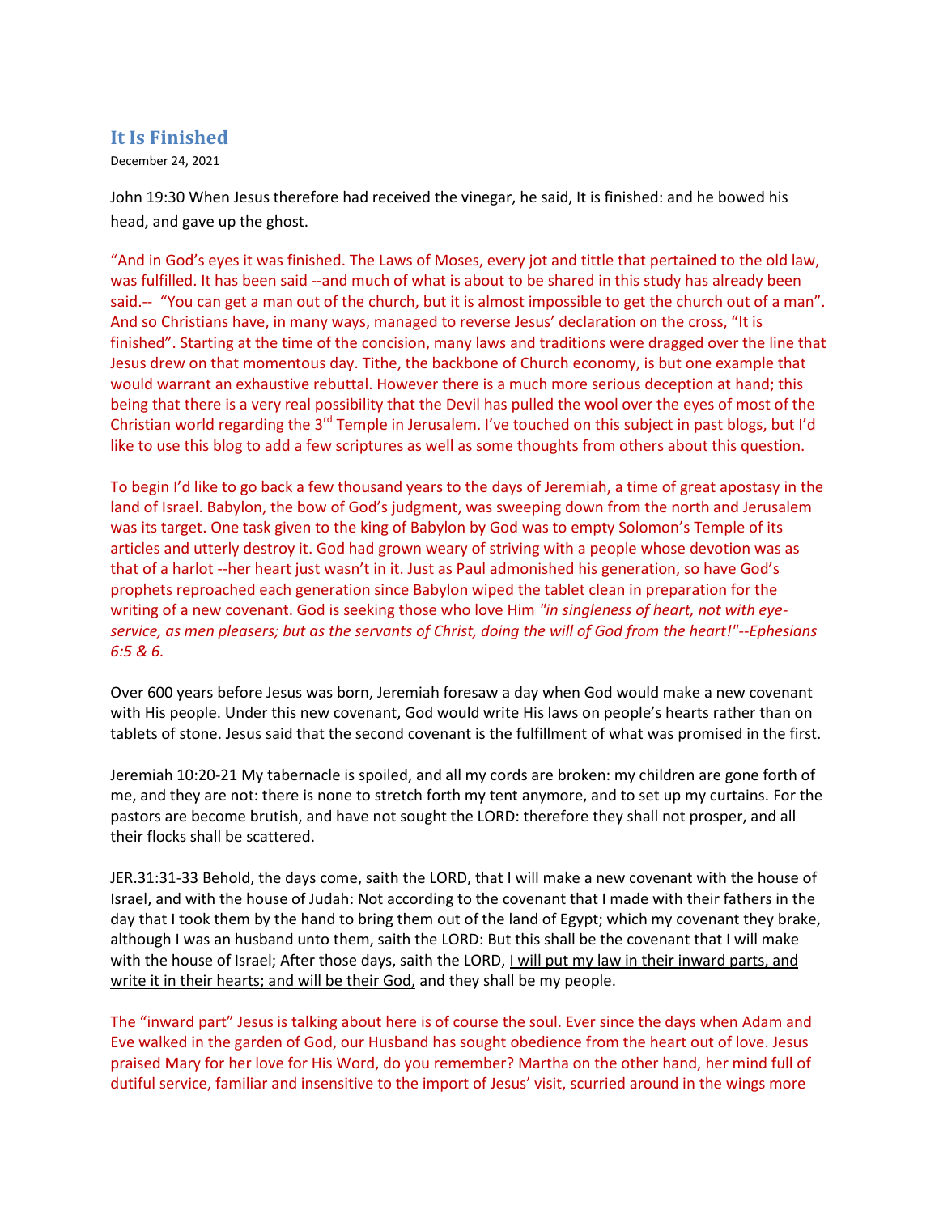## It Is Finished

December 24, 2021

John 19:30 When Jesus therefore had received the vinegar, he said, It is finished: and he bowed his head, and gave up the ghost.

"And in God's eyes it was finished. The Laws of Moses, every jot and tittle that pertained to the old law, was fulfilled. It has been said --and much of what is about to be shared in this study has already been said.-- "You can get a man out of the church, but it is almost impossible to get the church out of a man". And so Christians have, in many ways, managed to reverse Jesus' declaration on the cross, "It is finished". Starting at the time of the concision, many laws and traditions were dragged over the line that Jesus drew on that momentous day. Tithe, the backbone of Church economy, is but one example that would warrant an exhaustive rebuttal. However there is a much more serious deception at hand; this being that there is a very real possibility that the Devil has pulled the wool over the eyes of most of the Christian world regarding the 3rd Temple in Jerusalem. I've touched on this subject in past blogs, but I'd like to use this blog to add a few scriptures as well as some thoughts from others about this question.

To begin I'd like to go back a few thousand years to the days of Jeremiah, a time of great apostasy in the land of Israel. Babylon, the bow of God's judgment, was sweeping down from the north and Jerusalem was its target. One task given to the king of Babylon by God was to empty Solomon's Temple of its articles and utterly destroy it. God had grown weary of striving with a people whose devotion was as that of a harlot --her heart just wasn't in it. Just as Paul admonished his generation, so have God's prophets reproached each generation since Babylon wiped the tablet clean in preparation for the writing of a new covenant. God is seeking those who love Him *"in singleness of heart, not with eye-service, as men pleasers; but as the servants of Christ, doing the will of God from the heart!"--Ephesians 6:5 & 6.*

Over 600 years before Jesus was born, Jeremiah foresaw a day when God would make a new covenant with His people. Under this new covenant, God would write His laws on people's hearts rather than on tablets of stone. Jesus said that the second covenant is the fulfillment of what was promised in the first.

Jeremiah 10:20-21 My tabernacle is spoiled, and all my cords are broken: my children are gone forth of me, and they are not: there is none to stretch forth my tent anymore, and to set up my curtains. For the pastors are become brutish, and have not sought the LORD: therefore they shall not prosper, and all their flocks shall be scattered.

JER.31:31-33 Behold, the days come, saith the LORD, that I will make a new covenant with the house of Israel, and with the house of Judah: Not according to the covenant that I made with their fathers in the day that I took them by the hand to bring them out of the land of Egypt; which my covenant they brake, although I was an husband unto them, saith the LORD: But this shall be the covenant that I will make with the house of Israel; After those days, saith the LORD, <u>I will put my law in their inward parts, and write it in their hearts; and will be their God,</u> and they shall be my people.

The "inward part" Jesus is talking about here is of course the soul. Ever since the days when Adam and Eve walked in the garden of God, our Husband has sought obedience from the heart out of love. Jesus praised Mary for her love for His Word, do you remember? Martha on the other hand, her mind full of dutiful service, familiar and insensitive to the import of Jesus' visit, scurried around in the wings more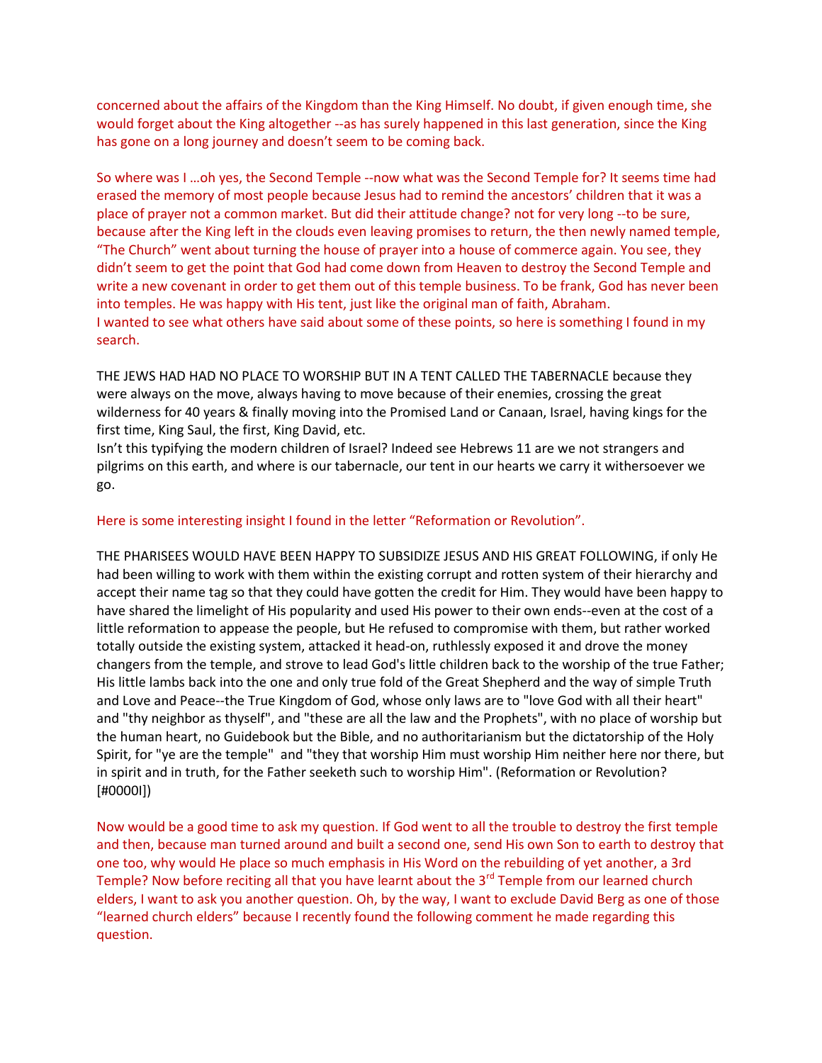concerned about the affairs of the Kingdom than the King Himself. No doubt, if given enough time, she would forget about the King altogether --as has surely happened in this last generation, since the King has gone on a long journey and doesn't seem to be coming back.

So where was I …oh yes, the Second Temple --now what was the Second Temple for? It seems time had erased the memory of most people because Jesus had to remind the ancestors' children that it was a place of prayer not a common market. But did their attitude change? not for very long --to be sure, because after the King left in the clouds even leaving promises to return, the then newly named temple, "The Church" went about turning the house of prayer into a house of commerce again. You see, they didn't seem to get the point that God had come down from Heaven to destroy the Second Temple and write a new covenant in order to get them out of this temple business. To be frank, God has never been into temples. He was happy with His tent, just like the original man of faith, Abraham.
I wanted to see what others have said about some of these points, so here is something I found in my search.

THE JEWS HAD HAD NO PLACE TO WORSHIP BUT IN A TENT CALLED THE TABERNACLE because they were always on the move, always having to move because of their enemies, crossing the great wilderness for 40 years & finally moving into the Promised Land or Canaan, Israel, having kings for the first time, King Saul, the first, King David, etc.
Isn't this typifying the modern children of Israel? Indeed see Hebrews 11 are we not strangers and pilgrims on this earth, and where is our tabernacle, our tent in our hearts we carry it withersoever we go.

Here is some interesting insight I found in the letter "Reformation or Revolution".

THE PHARISEES WOULD HAVE BEEN HAPPY TO SUBSIDIZE JESUS AND HIS GREAT FOLLOWING, if only He had been willing to work with them within the existing corrupt and rotten system of their hierarchy and accept their name tag so that they could have gotten the credit for Him. They would have been happy to have shared the limelight of His popularity and used His power to their own ends--even at the cost of a little reformation to appease the people, but He refused to compromise with them, but rather worked totally outside the existing system, attacked it head-on, ruthlessly exposed it and drove the money changers from the temple, and strove to lead God's little children back to the worship of the true Father; His little lambs back into the one and only true fold of the Great Shepherd and the way of simple Truth and Love and Peace--the True Kingdom of God, whose only laws are to "love God with all their heart" and "thy neighbor as thyself", and "these are all the law and the Prophets", with no place of worship but the human heart, no Guidebook but the Bible, and no authoritarianism but the dictatorship of the Holy Spirit, for "ye are the temple" and "they that worship Him must worship Him neither here nor there, but in spirit and in truth, for the Father seeketh such to worship Him". (Reformation or Revolution? [#0000I])

Now would be a good time to ask my question. If God went to all the trouble to destroy the first temple and then, because man turned around and built a second one, send His own Son to earth to destroy that one too, why would He place so much emphasis in His Word on the rebuilding of yet another, a 3rd Temple? Now before reciting all that you have learnt about the 3rd Temple from our learned church elders, I want to ask you another question. Oh, by the way, I want to exclude David Berg as one of those "learned church elders" because I recently found the following comment he made regarding this question.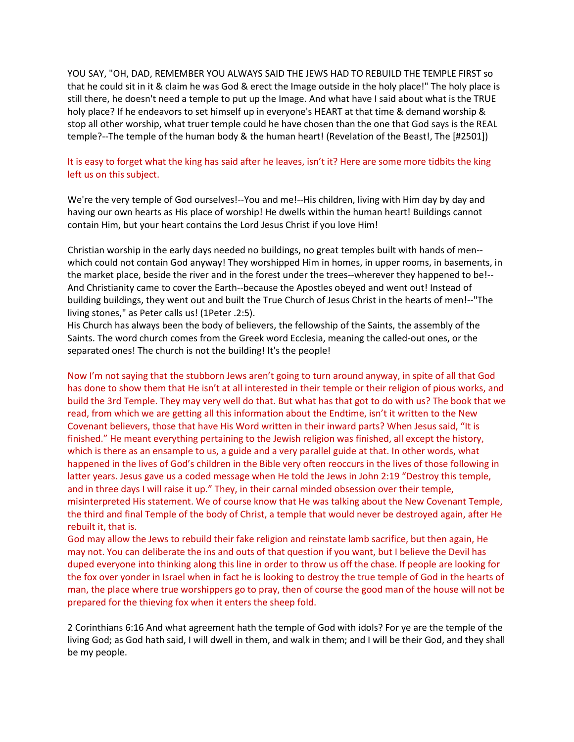YOU SAY, "OH, DAD, REMEMBER YOU ALWAYS SAID THE JEWS HAD TO REBUILD THE TEMPLE FIRST so that he could sit in it & claim he was God & erect the Image outside in the holy place!" The holy place is still there, he doesn't need a temple to put up the Image. And what have I said about what is the TRUE holy place? If he endeavors to set himself up in everyone's HEART at that time & demand worship & stop all other worship, what truer temple could he have chosen than the one that God says is the REAL temple?--The temple of the human body & the human heart! (Revelation of the Beast!, The [#2501])

It is easy to forget what the king has said after he leaves, isn't it? Here are some more tidbits the king left us on this subject.

We're the very temple of God ourselves!--You and me!--His children, living with Him day by day and having our own hearts as His place of worship! He dwells within the human heart! Buildings cannot contain Him, but your heart contains the Lord Jesus Christ if you love Him!

Christian worship in the early days needed no buildings, no great temples built with hands of men--which could not contain God anyway! They worshipped Him in homes, in upper rooms, in basements, in the market place, beside the river and in the forest under the trees--wherever they happened to be!--And Christianity came to cover the Earth--because the Apostles obeyed and went out! Instead of building buildings, they went out and built the True Church of Jesus Christ in the hearts of men!--"The living stones," as Peter calls us! (1Peter .2:5).
His Church has always been the body of believers, the fellowship of the Saints, the assembly of the Saints. The word church comes from the Greek word Ecclesia, meaning the called-out ones, or the separated ones! The church is not the building! It's the people!

Now I'm not saying that the stubborn Jews aren't going to turn around anyway, in spite of all that God has done to show them that He isn't at all interested in their temple or their religion of pious works, and build the 3rd Temple. They may very well do that. But what has that got to do with us? The book that we read, from which we are getting all this information about the Endtime, isn't it written to the New Covenant believers, those that have His Word written in their inward parts? When Jesus said, "It is finished." He meant everything pertaining to the Jewish religion was finished, all except the history, which is there as an ensample to us, a guide and a very parallel guide at that. In other words, what happened in the lives of God's children in the Bible very often reoccurs in the lives of those following in latter years. Jesus gave us a coded message when He told the Jews in John 2:19 "Destroy this temple, and in three days I will raise it up." They, in their carnal minded obsession over their temple, misinterpreted His statement. We of course know that He was talking about the New Covenant Temple, the third and final Temple of the body of Christ, a temple that would never be destroyed again, after He rebuilt it, that is.
God may allow the Jews to rebuild their fake religion and reinstate lamb sacrifice, but then again, He may not. You can deliberate the ins and outs of that question if you want, but I believe the Devil has duped everyone into thinking along this line in order to throw us off the chase. If people are looking for the fox over yonder in Israel when in fact he is looking to destroy the true temple of God in the hearts of man, the place where true worshippers go to pray, then of course the good man of the house will not be prepared for the thieving fox when it enters the sheep fold.

2 Corinthians 6:16 And what agreement hath the temple of God with idols? For ye are the temple of the living God; as God hath said, I will dwell in them, and walk in them; and I will be their God, and they shall be my people.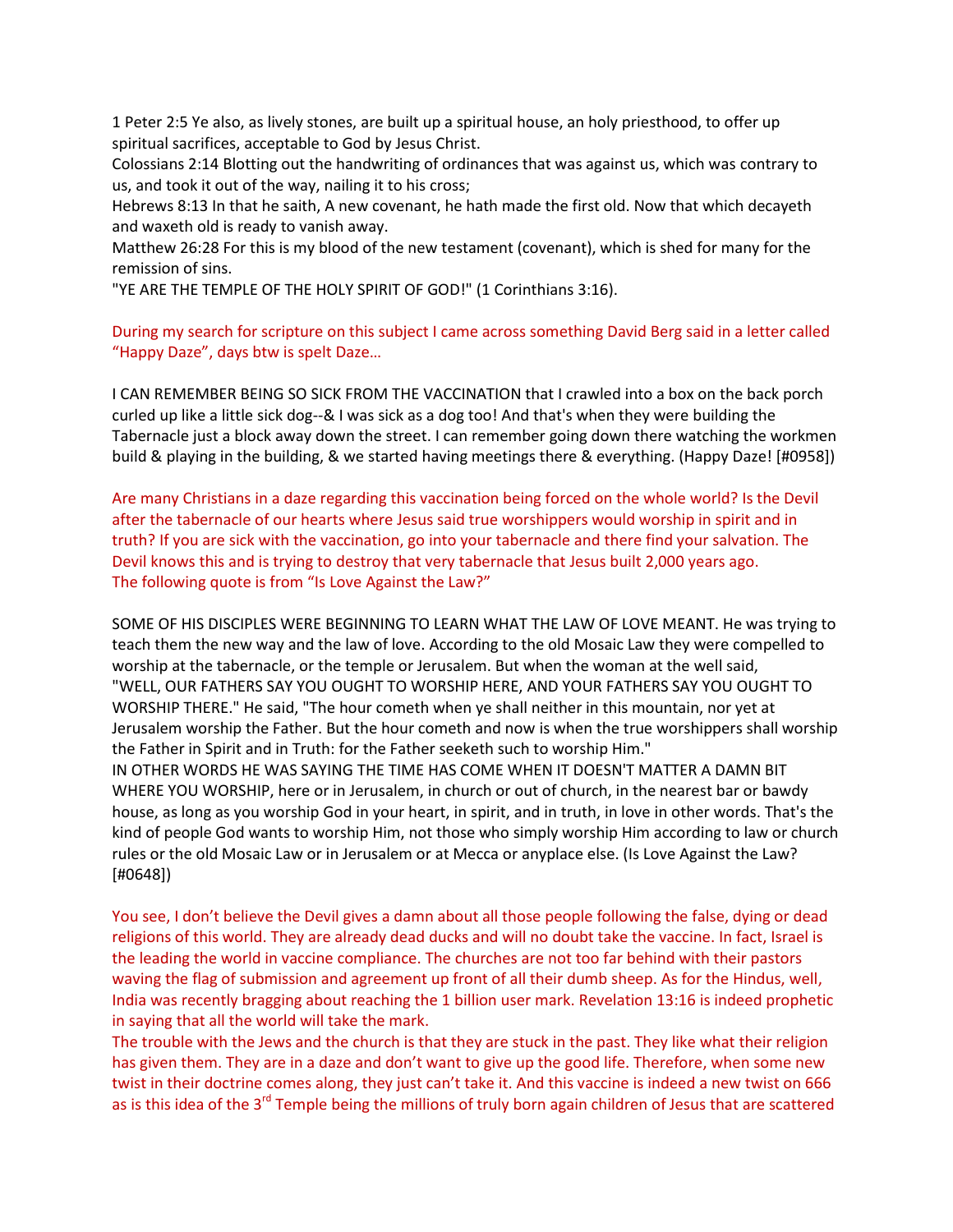1 Peter 2:5 Ye also, as lively stones, are built up a spiritual house, an holy priesthood, to offer up spiritual sacrifices, acceptable to God by Jesus Christ.
Colossians 2:14 Blotting out the handwriting of ordinances that was against us, which was contrary to us, and took it out of the way, nailing it to his cross;
Hebrews 8:13 In that he saith, A new covenant, he hath made the first old. Now that which decayeth and waxeth old is ready to vanish away.
Matthew 26:28 For this is my blood of the new testament (covenant), which is shed for many for the remission of sins.
"YE ARE THE TEMPLE OF THE HOLY SPIRIT OF GOD!" (1 Corinthians 3:16).

During my search for scripture on this subject I came across something David Berg said in a letter called "Happy Daze", days btw is spelt Daze…

I CAN REMEMBER BEING SO SICK FROM THE VACCINATION that I crawled into a box on the back porch curled up like a little sick dog--& I was sick as a dog too! And that's when they were building the Tabernacle just a block away down the street. I can remember going down there watching the workmen build & playing in the building, & we started having meetings there & everything. (Happy Daze! [#0958])

Are many Christians in a daze regarding this vaccination being forced on the whole world? Is the Devil after the tabernacle of our hearts where Jesus said true worshippers would worship in spirit and in truth? If you are sick with the vaccination, go into your tabernacle and there find your salvation. The Devil knows this and is trying to destroy that very tabernacle that Jesus built 2,000 years ago.
The following quote is from "Is Love Against the Law?"

SOME OF HIS DISCIPLES WERE BEGINNING TO LEARN WHAT THE LAW OF LOVE MEANT. He was trying to teach them the new way and the law of love. According to the old Mosaic Law they were compelled to worship at the tabernacle, or the temple or Jerusalem. But when the woman at the well said, "WELL, OUR FATHERS SAY YOU OUGHT TO WORSHIP HERE, AND YOUR FATHERS SAY YOU OUGHT TO WORSHIP THERE." He said, "The hour cometh when ye shall neither in this mountain, nor yet at Jerusalem worship the Father. But the hour cometh and now is when the true worshippers shall worship the Father in Spirit and in Truth: for the Father seeketh such to worship Him."
IN OTHER WORDS HE WAS SAYING THE TIME HAS COME WHEN IT DOESN'T MATTER A DAMN BIT WHERE YOU WORSHIP, here or in Jerusalem, in church or out of church, in the nearest bar or bawdy house, as long as you worship God in your heart, in spirit, and in truth, in love in other words. That's the kind of people God wants to worship Him, not those who simply worship Him according to law or church rules or the old Mosaic Law or in Jerusalem or at Mecca or anyplace else. (Is Love Against the Law? [#0648])

You see, I don't believe the Devil gives a damn about all those people following the false, dying or dead religions of this world. They are already dead ducks and will no doubt take the vaccine. In fact, Israel is the leading the world in vaccine compliance. The churches are not too far behind with their pastors waving the flag of submission and agreement up front of all their dumb sheep. As for the Hindus, well, India was recently bragging about reaching the 1 billion user mark. Revelation 13:16 is indeed prophetic in saying that all the world will take the mark.
The trouble with the Jews and the church is that they are stuck in the past. They like what their religion has given them. They are in a daze and don't want to give up the good life. Therefore, when some new twist in their doctrine comes along, they just can't take it. And this vaccine is indeed a new twist on 666 as is this idea of the 3rd Temple being the millions of truly born again children of Jesus that are scattered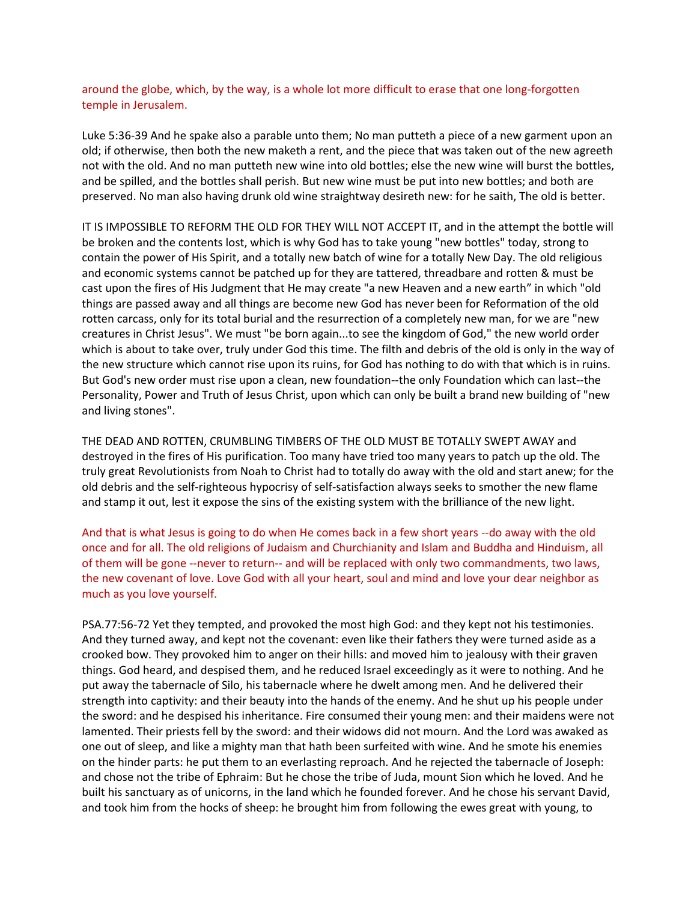around the globe, which, by the way, is a whole lot more difficult to erase that one long-forgotten temple in Jerusalem.

Luke 5:36-39 And he spake also a parable unto them; No man putteth a piece of a new garment upon an old; if otherwise, then both the new maketh a rent, and the piece that was taken out of the new agreeth not with the old. And no man putteth new wine into old bottles; else the new wine will burst the bottles, and be spilled, and the bottles shall perish. But new wine must be put into new bottles; and both are preserved. No man also having drunk old wine straightway desireth new: for he saith, The old is better.

IT IS IMPOSSIBLE TO REFORM THE OLD FOR THEY WILL NOT ACCEPT IT, and in the attempt the bottle will be broken and the contents lost, which is why God has to take young "new bottles" today, strong to contain the power of His Spirit, and a totally new batch of wine for a totally New Day. The old religious and economic systems cannot be patched up for they are tattered, threadbare and rotten & must be cast upon the fires of His Judgment that He may create "a new Heaven and a new earth" in which "old things are passed away and all things are become new God has never been for Reformation of the old rotten carcass, only for its total burial and the resurrection of a completely new man, for we are "new creatures in Christ Jesus". We must "be born again...to see the kingdom of God," the new world order which is about to take over, truly under God this time. The filth and debris of the old is only in the way of the new structure which cannot rise upon its ruins, for God has nothing to do with that which is in ruins. But God's new order must rise upon a clean, new foundation--the only Foundation which can last--the Personality, Power and Truth of Jesus Christ, upon which can only be built a brand new building of "new and living stones".

THE DEAD AND ROTTEN, CRUMBLING TIMBERS OF THE OLD MUST BE TOTALLY SWEPT AWAY and destroyed in the fires of His purification. Too many have tried too many years to patch up the old. The truly great Revolutionists from Noah to Christ had to totally do away with the old and start anew; for the old debris and the self-righteous hypocrisy of self-satisfaction always seeks to smother the new flame and stamp it out, lest it expose the sins of the existing system with the brilliance of the new light.

And that is what Jesus is going to do when He comes back in a few short years --do away with the old once and for all. The old religions of Judaism and Churchianity and Islam and Buddha and Hinduism, all of them will be gone --never to return-- and will be replaced with only two commandments, two laws, the new covenant of love. Love God with all your heart, soul and mind and love your dear neighbor as much as you love yourself.

PSA.77:56-72 Yet they tempted, and provoked the most high God: and they kept not his testimonies. And they turned away, and kept not the covenant: even like their fathers they were turned aside as a crooked bow. They provoked him to anger on their hills: and moved him to jealousy with their graven things. God heard, and despised them, and he reduced Israel exceedingly as it were to nothing. And he put away the tabernacle of Silo, his tabernacle where he dwelt among men. And he delivered their strength into captivity: and their beauty into the hands of the enemy. And he shut up his people under the sword: and he despised his inheritance. Fire consumed their young men: and their maidens were not lamented. Their priests fell by the sword: and their widows did not mourn. And the Lord was awaked as one out of sleep, and like a mighty man that hath been surfeited with wine. And he smote his enemies on the hinder parts: he put them to an everlasting reproach. And he rejected the tabernacle of Joseph: and chose not the tribe of Ephraim: But he chose the tribe of Juda, mount Sion which he loved. And he built his sanctuary as of unicorns, in the land which he founded forever. And he chose his servant David, and took him from the hocks of sheep: he brought him from following the ewes great with young, to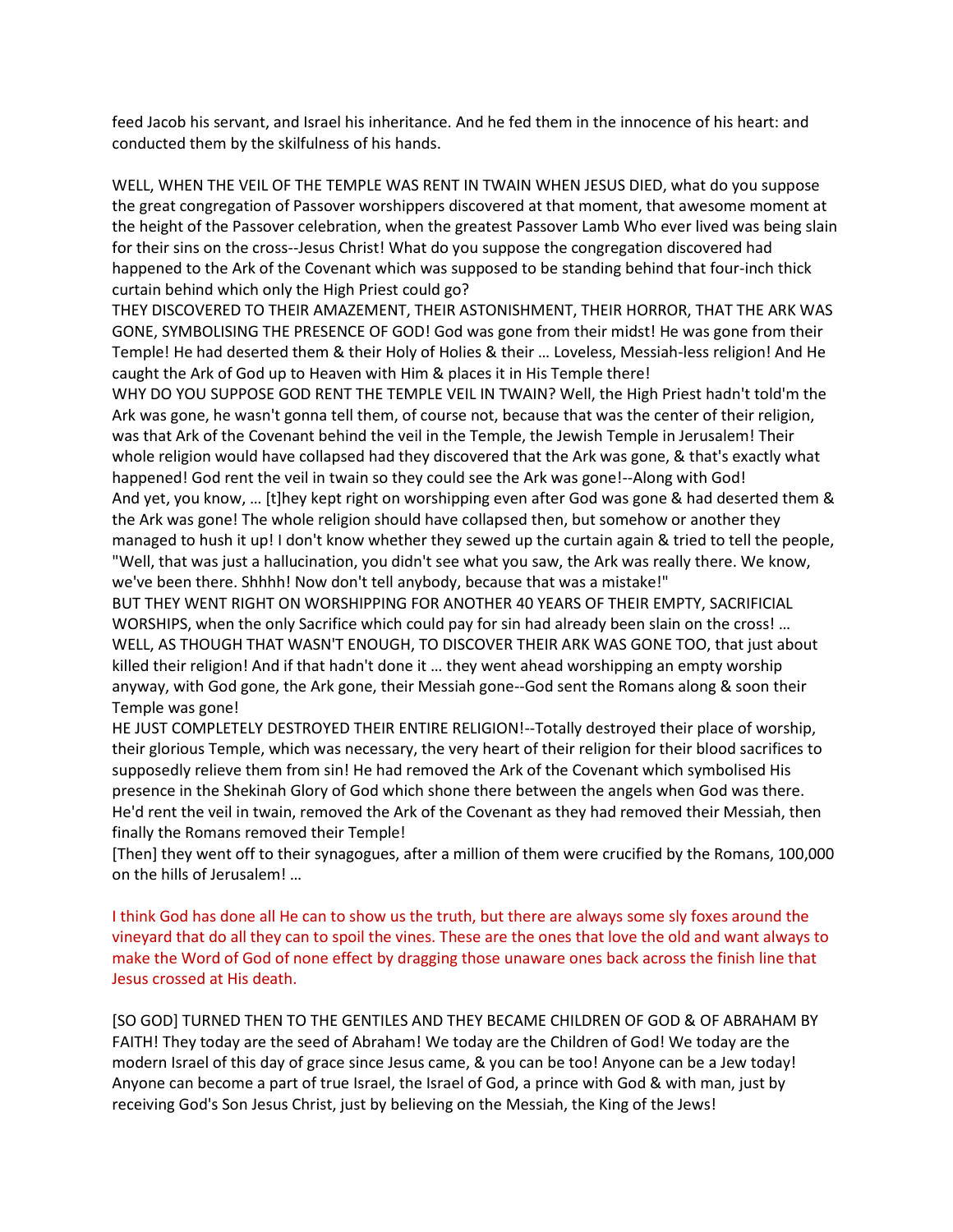feed Jacob his servant, and Israel his inheritance. And he fed them in the innocence of his heart: and conducted them by the skilfulness of his hands.

WELL, WHEN THE VEIL OF THE TEMPLE WAS RENT IN TWAIN WHEN JESUS DIED, what do you suppose the great congregation of Passover worshippers discovered at that moment, that awesome moment at the height of the Passover celebration, when the greatest Passover Lamb Who ever lived was being slain for their sins on the cross--Jesus Christ! What do you suppose the congregation discovered had happened to the Ark of the Covenant which was supposed to be standing behind that four-inch thick curtain behind which only the High Priest could go?

THEY DISCOVERED TO THEIR AMAZEMENT, THEIR ASTONISHMENT, THEIR HORROR, THAT THE ARK WAS GONE, SYMBOLISING THE PRESENCE OF GOD! God was gone from their midst! He was gone from their Temple! He had deserted them & their Holy of Holies & their … Loveless, Messiah-less religion! And He caught the Ark of God up to Heaven with Him & places it in His Temple there!

WHY DO YOU SUPPOSE GOD RENT THE TEMPLE VEIL IN TWAIN? Well, the High Priest hadn't told'm the Ark was gone, he wasn't gonna tell them, of course not, because that was the center of their religion, was that Ark of the Covenant behind the veil in the Temple, the Jewish Temple in Jerusalem! Their whole religion would have collapsed had they discovered that the Ark was gone, & that's exactly what happened! God rent the veil in twain so they could see the Ark was gone!--Along with God!

And yet, you know, … [t]hey kept right on worshipping even after God was gone & had deserted them & the Ark was gone! The whole religion should have collapsed then, but somehow or another they managed to hush it up! I don't know whether they sewed up the curtain again & tried to tell the people, "Well, that was just a hallucination, you didn't see what you saw, the Ark was really there. We know, we've been there. Shhhh! Now don't tell anybody, because that was a mistake!"

BUT THEY WENT RIGHT ON WORSHIPPING FOR ANOTHER 40 YEARS OF THEIR EMPTY, SACRIFICIAL WORSHIPS, when the only Sacrifice which could pay for sin had already been slain on the cross! …

WELL, AS THOUGH THAT WASN'T ENOUGH, TO DISCOVER THEIR ARK WAS GONE TOO, that just about killed their religion! And if that hadn't done it … they went ahead worshipping an empty worship anyway, with God gone, the Ark gone, their Messiah gone--God sent the Romans along & soon their Temple was gone!

HE JUST COMPLETELY DESTROYED THEIR ENTIRE RELIGION!--Totally destroyed their place of worship, their glorious Temple, which was necessary, the very heart of their religion for their blood sacrifices to supposedly relieve them from sin! He had removed the Ark of the Covenant which symbolised His presence in the Shekinah Glory of God which shone there between the angels when God was there. He'd rent the veil in twain, removed the Ark of the Covenant as they had removed their Messiah, then finally the Romans removed their Temple!

[Then] they went off to their synagogues, after a million of them were crucified by the Romans, 100,000 on the hills of Jerusalem! …

I think God has done all He can to show us the truth, but there are always some sly foxes around the vineyard that do all they can to spoil the vines. These are the ones that love the old and want always to make the Word of God of none effect by dragging those unaware ones back across the finish line that Jesus crossed at His death.

[SO GOD] TURNED THEN TO THE GENTILES AND THEY BECAME CHILDREN OF GOD & OF ABRAHAM BY FAITH! They today are the seed of Abraham! We today are the Children of God! We today are the modern Israel of this day of grace since Jesus came, & you can be too! Anyone can be a Jew today! Anyone can become a part of true Israel, the Israel of God, a prince with God & with man, just by receiving God's Son Jesus Christ, just by believing on the Messiah, the King of the Jews!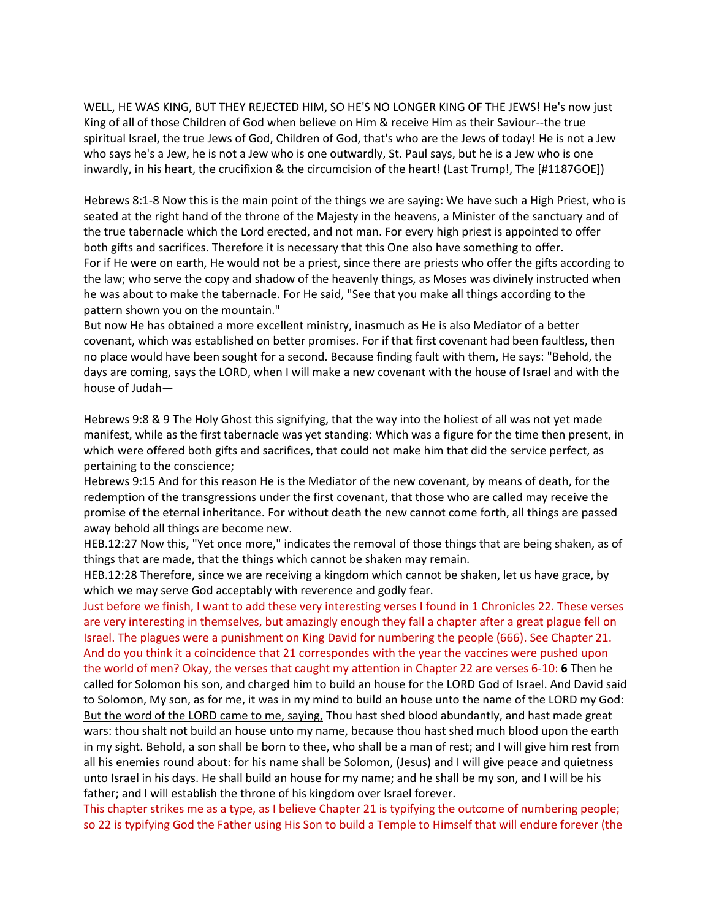WELL, HE WAS KING, BUT THEY REJECTED HIM, SO HE'S NO LONGER KING OF THE JEWS! He's now just King of all of those Children of God when believe on Him & receive Him as their Saviour--the true spiritual Israel, the true Jews of God, Children of God, that's who are the Jews of today! He is not a Jew who says he's a Jew, he is not a Jew who is one outwardly, St. Paul says, but he is a Jew who is one inwardly, in his heart, the crucifixion & the circumcision of the heart! (Last Trump!, The [#1187GOE])

Hebrews 8:1-8 Now this is the main point of the things we are saying: We have such a High Priest, who is seated at the right hand of the throne of the Majesty in the heavens, a Minister of the sanctuary and of the true tabernacle which the Lord erected, and not man. For every high priest is appointed to offer both gifts and sacrifices. Therefore it is necessary that this One also have something to offer. For if He were on earth, He would not be a priest, since there are priests who offer the gifts according to the law; who serve the copy and shadow of the heavenly things, as Moses was divinely instructed when he was about to make the tabernacle. For He said, "See that you make all things according to the pattern shown you on the mountain."
But now He has obtained a more excellent ministry, inasmuch as He is also Mediator of a better covenant, which was established on better promises. For if that first covenant had been faultless, then no place would have been sought for a second. Because finding fault with them, He says: "Behold, the days are coming, says the LORD, when I will make a new covenant with the house of Israel and with the house of Judah—

Hebrews 9:8 & 9 The Holy Ghost this signifying, that the way into the holiest of all was not yet made manifest, while as the first tabernacle was yet standing: Which was a figure for the time then present, in which were offered both gifts and sacrifices, that could not make him that did the service perfect, as pertaining to the conscience;
Hebrews 9:15 And for this reason He is the Mediator of the new covenant, by means of death, for the redemption of the transgressions under the first covenant, that those who are called may receive the promise of the eternal inheritance. For without death the new cannot come forth, all things are passed away behold all things are become new.
HEB.12:27 Now this, "Yet once more," indicates the removal of those things that are being shaken, as of things that are made, that the things which cannot be shaken may remain.
HEB.12:28 Therefore, since we are receiving a kingdom which cannot be shaken, let us have grace, by which we may serve God acceptably with reverence and godly fear.
Just before we finish, I want to add these very interesting verses I found in 1 Chronicles 22. These verses are very interesting in themselves, but amazingly enough they fall a chapter after a great plague fell on Israel. The plagues were a punishment on King David for numbering the people (666). See Chapter 21. And do you think it a coincidence that 21 correspondes with the year the vaccines were pushed upon the world of men? Okay, the verses that caught my attention in Chapter 22 are verses 6-10: **6** Then he called for Solomon his son, and charged him to build an house for the LORD God of Israel. And David said to Solomon, My son, as for me, it was in my mind to build an house unto the name of the LORD my God: <u>But the word of the LORD came to me, saying,</u> Thou hast shed blood abundantly, and hast made great wars: thou shalt not build an house unto my name, because thou hast shed much blood upon the earth in my sight. Behold, a son shall be born to thee, who shall be a man of rest; and I will give him rest from all his enemies round about: for his name shall be Solomon, (Jesus) and I will give peace and quietness unto Israel in his days. He shall build an house for my name; and he shall be my son, and I will be his father; and I will establish the throne of his kingdom over Israel forever.
This chapter strikes me as a type, as I believe Chapter 21 is typifying the outcome of numbering people; so 22 is typifying God the Father using His Son to build a Temple to Himself that will endure forever (the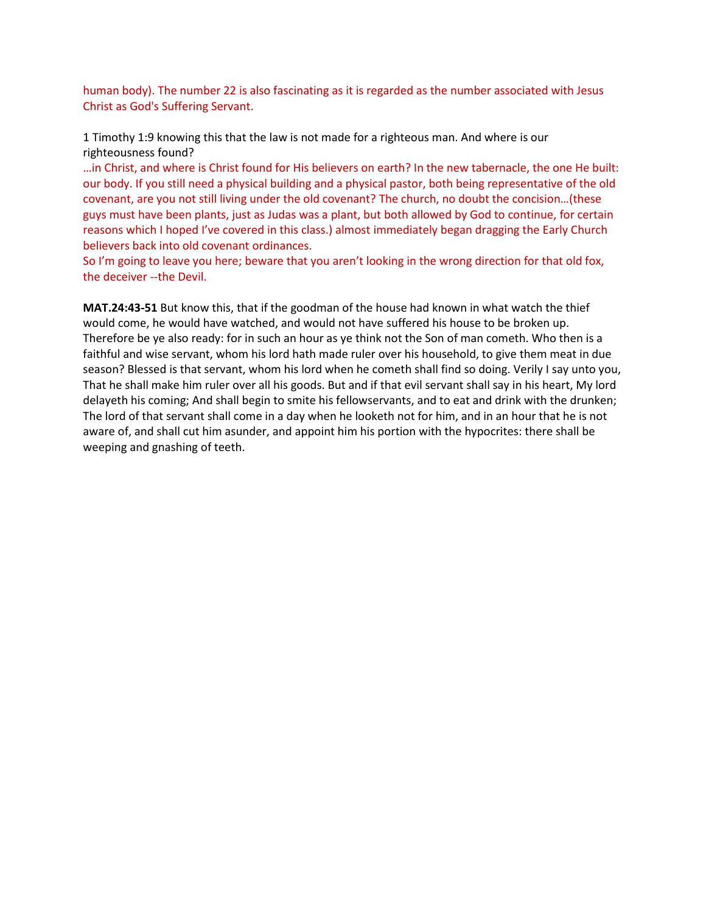human body). The number 22 is also fascinating as it is regarded as the number associated with Jesus Christ as God's Suffering Servant.

1 Timothy 1:9 knowing this that the law is not made for a righteous man. And where is our righteousness found?

…in Christ, and where is Christ found for His believers on earth? In the new tabernacle, the one He built: our body. If you still need a physical building and a physical pastor, both being representative of the old covenant, are you not still living under the old covenant? The church, no doubt the concision…(these guys must have been plants, just as Judas was a plant, but both allowed by God to continue, for certain reasons which I hoped I've covered in this class.) almost immediately began dragging the Early Church believers back into old covenant ordinances.

So I'm going to leave you here; beware that you aren't looking in the wrong direction for that old fox, the deceiver --the Devil.

**MAT.24:43-51** But know this, that if the goodman of the house had known in what watch the thief would come, he would have watched, and would not have suffered his house to be broken up. Therefore be ye also ready: for in such an hour as ye think not the Son of man cometh. Who then is a faithful and wise servant, whom his lord hath made ruler over his household, to give them meat in due season? Blessed is that servant, whom his lord when he cometh shall find so doing. Verily I say unto you, That he shall make him ruler over all his goods. But and if that evil servant shall say in his heart, My lord delayeth his coming; And shall begin to smite his fellowservants, and to eat and drink with the drunken; The lord of that servant shall come in a day when he looketh not for him, and in an hour that he is not aware of, and shall cut him asunder, and appoint him his portion with the hypocrites: there shall be weeping and gnashing of teeth.